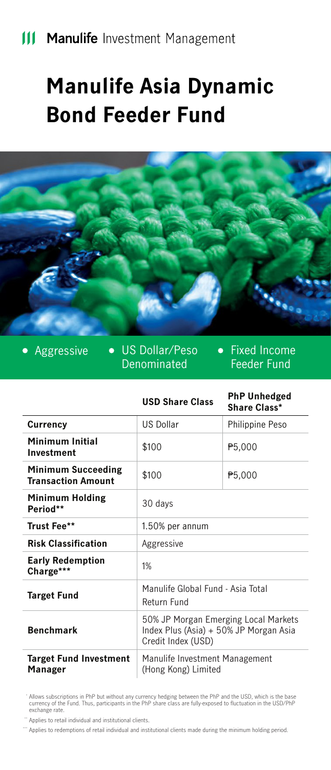**Manulife** Investment Management

# Manulife Asia Dynamic Bond Feeder Fund

- Aggressive
- US Dollar/Peso Denominated
- Fixed Income Feeder Fund

| | USD Share Class | PhP Unhedged Share Class* |
|---|---|---|
| **Currency** | US Dollar | Philippine Peso |
| **Minimum Initial Investment** | $100 | ₱5,000 |
| **Minimum Succeeding Transaction Amount** | $100 | ₱5,000 |
| **Minimum Holding Period**** | 30 days | |
| **Trust Fee**** | 1.50% per annum | |
| **Risk Classification** | Aggressive | |
| **Early Redemption Charge***** | 1% | |
| **Target Fund** | Manulife Global Fund - Asia Total Return Fund | |
| **Benchmark** | 50% JP Morgan Emerging Local Markets Index Plus (Asia) + 50% JP Morgan Asia Credit Index (USD) | |
| **Target Fund Investment Manager** | Manulife Investment Management (Hong Kong) Limited | |

* Allows subscriptions in PhP but without any currency hedging between the PhP and the USD, which is the base currency of the Fund. Thus, participants in the PhP share class are fully-exposed to fluctuation in the USD/PhP exchange rate.

** Applies to retail individual and institutional clients.

*** Applies to redemptions of retail individual and institutional clients made during the minimum holding period.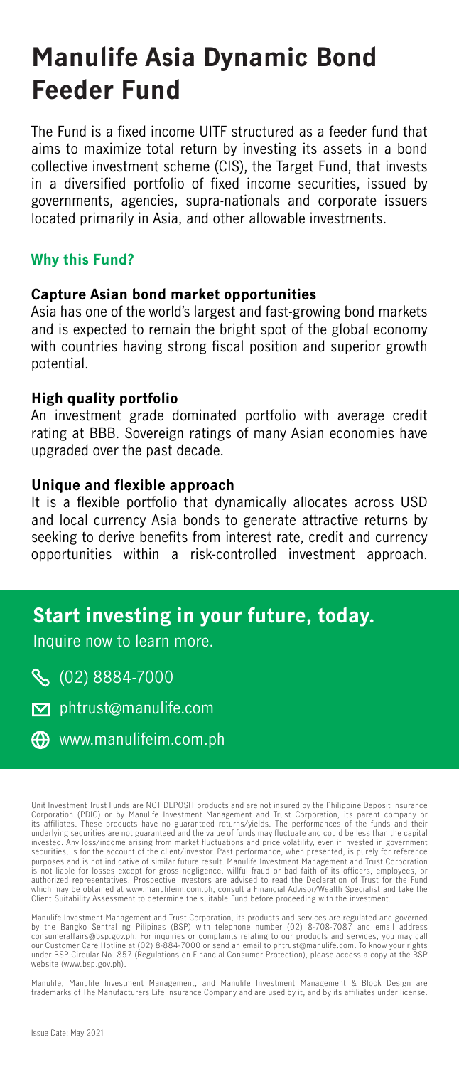# Manulife Asia Dynamic Bond Feeder Fund

The Fund is a fixed income UITF structured as a feeder fund that aims to maximize total return by investing its assets in a bond collective investment scheme (CIS), the Target Fund, that invests in a diversified portfolio of fixed income securities, issued by governments, agencies, supra-nationals and corporate issuers located primarily in Asia, and other allowable investments.

### Why this Fund?

**Capture Asian bond market opportunities**
Asia has one of the world's largest and fast-growing bond markets and is expected to remain the bright spot of the global economy with countries having strong fiscal position and superior growth potential.

**High quality portfolio**
An investment grade dominated portfolio with average credit rating at BBB. Sovereign ratings of many Asian economies have upgraded over the past decade.

**Unique and flexible approach**
It is a flexible portfolio that dynamically allocates across USD and local currency Asia bonds to generate attractive returns by seeking to derive benefits from interest rate, credit and currency opportunities within a risk-controlled investment approach.

## Start investing in your future, today.

Inquire now to learn more.

- (02) 8884-7000
- phtrust@manulife.com
- www.manulifeim.com.ph

Unit Investment Trust Funds are NOT DEPOSIT products and are not insured by the Philippine Deposit Insurance Corporation (PDIC) or by Manulife Investment Management and Trust Corporation, its parent company or its affiliates. These products have no guaranteed returns/yields. The performances of the funds and their underlying securities are not guaranteed and the value of funds may fluctuate and could be less than the capital invested. Any loss/income arising from market fluctuations and price volatility, even if invested in government securities, is for the account of the client/investor. Past performance, when presented, is purely for reference purposes and is not indicative of similar future result. Manulife Investment Management and Trust Corporation is not liable for losses except for gross negligence, willful fraud or bad faith of its officers, employees, or authorized representatives. Prospective investors are advised to read the Declaration of Trust for the Fund which may be obtained at www.manulifeim.com.ph, consult a Financial Advisor/Wealth Specialist and take the Client Suitability Assessment to determine the suitable Fund before proceeding with the investment.

Manulife Investment Management and Trust Corporation, its products and services are regulated and governed by the Bangko Sentral ng Pilipinas (BSP) with telephone number (02) 8-708-7087 and email address consumeraffairs@bsp.gov.ph. For inquiries or complaints relating to our products and services, you may call our Customer Care Hotline at (02) 8-884-7000 or send an email to phtrust@manulife.com. To know your rights under BSP Circular No. 857 (Regulations on Financial Consumer Protection), please access a copy at the BSP website (www.bsp.gov.ph).

Manulife, Manulife Investment Management, and Manulife Investment Management & Block Design are trademarks of The Manufacturers Life Insurance Company and are used by it, and by its affiliates under license.

Issue Date: May 2021